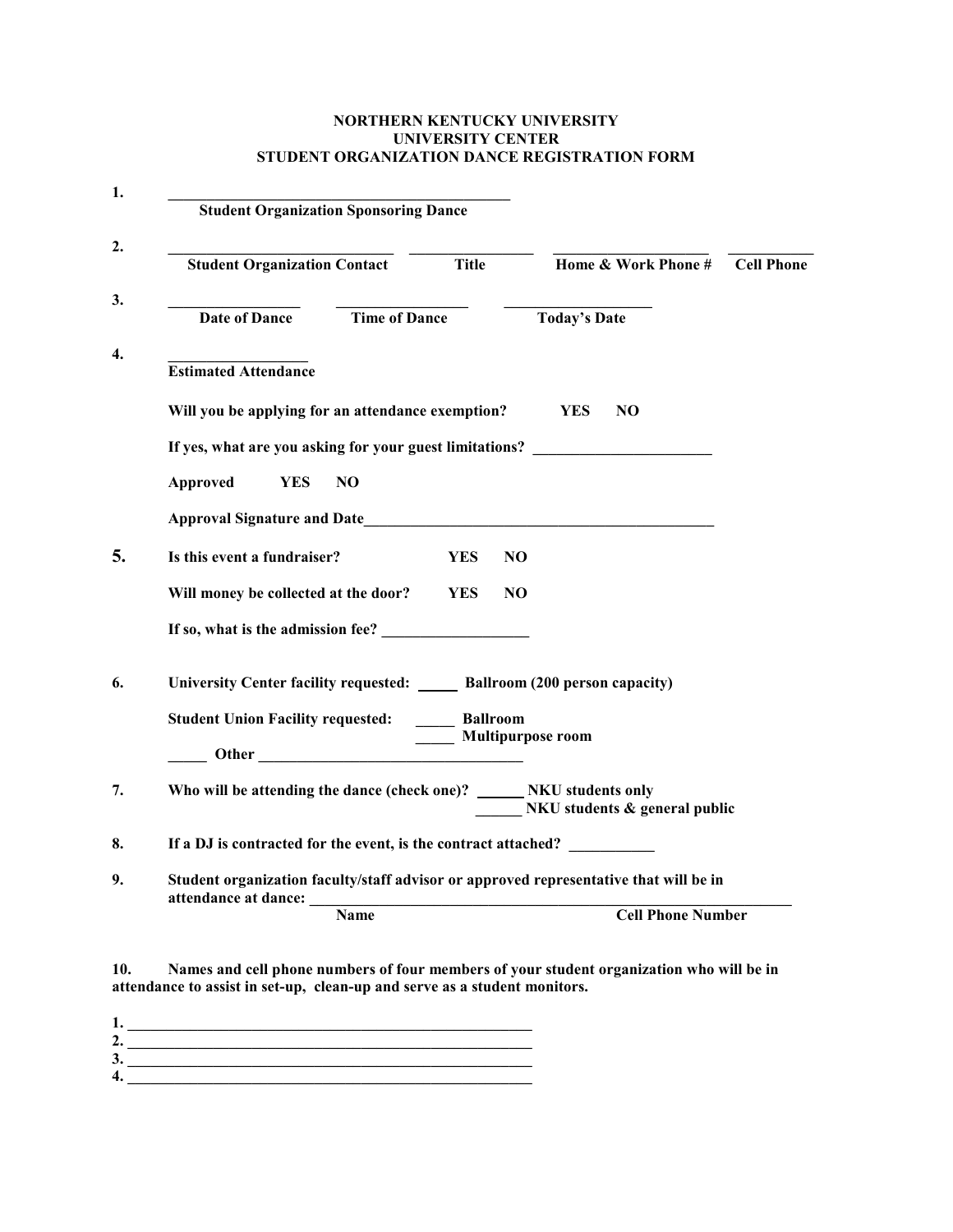# NORTHERN KENTUCKY UNIVERSITY
## UNIVERSITY CENTER
## STUDENT ORGANIZATION DANCE REGISTRATION FORM

**1.** ______________________________________________
**Student Organization Sponsoring Dance**

**2.** ______________________________ ________________ ____________________ ___________
**Student Organization Contact** **Title** **Home & Work Phone #** **Cell Phone**

**3.** _________________ _________________ ___________________
**Date of Dance** **Time of Dance** **Today's Date**

**4.** __________________
**Estimated Attendance**

**Will you be applying for an attendance exemption?** **YES** **NO**

**If yes, what are you asking for your guest limitations?** _______________________

**Approved** **YES** **NO**

**Approval Signature and Date**______________________________________________

**5.** **Is this event a fundraiser?** **YES** **NO**

**Will money be collected at the door?** **YES** **NO**

**If so, what is the admission fee?** ___________________

**6.** **University Center facility requested:** _____ **Ballroom (200 person capacity)**

**Student Union Facility requested:** _____ **Ballroom**
_____ **Multipurpose room**

_____ **Other** __________________________________

**7.** **Who will be attending the dance (check one)?** ______ **NKU students only**
______ **NKU students & general public**

**8.** **If a DJ is contracted for the event, is the contract attached?** ___________

**9.** **Student organization faculty/staff advisor or approved representative that will be in attendance at dance:** ____________________________________________________________
**Name** **Cell Phone Number**

**10.** **Names and cell phone numbers of four members of your student organization who will be in attendance to assist in set-up, clean-up and serve as a student monitors.**

**1.** _____________________________________________________
**2.** _____________________________________________________
**3.** _____________________________________________________
**4.** _____________________________________________________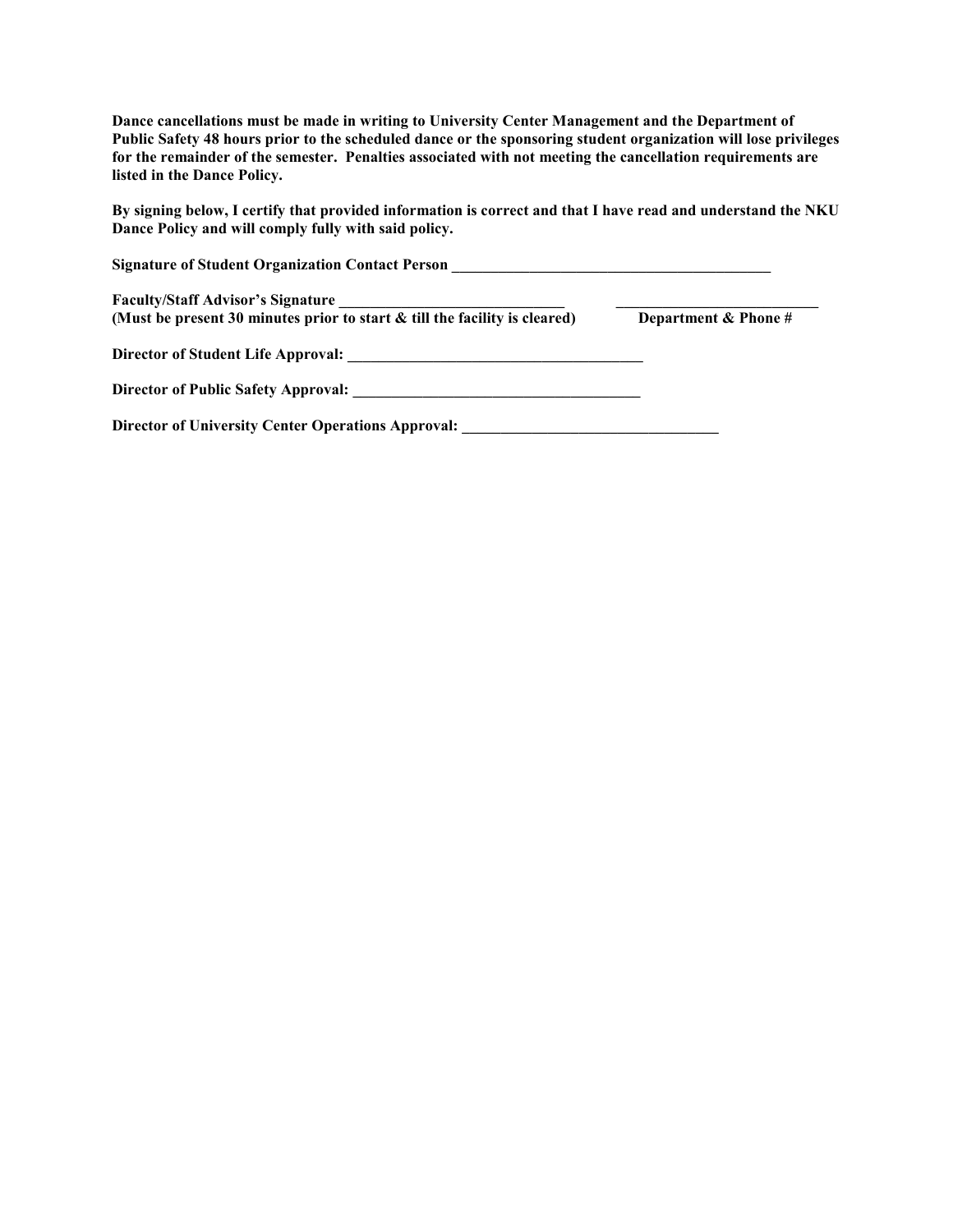**Dance cancellations must be made in writing to University Center Management and the Department of Public Safety 48 hours prior to the scheduled dance or the sponsoring student organization will lose privileges for the remainder of the semester. Penalties associated with not meeting the cancellation requirements are listed in the Dance Policy.**

**By signing below, I certify that provided information is correct and that I have read and understand the NKU Dance Policy and will comply fully with said policy.**

**Signature of Student Organization Contact Person ________________________________________**

**Faculty/Staff Advisor's Signature _____________________________ __________________________**
**(Must be present 30 minutes prior to start & till the facility is cleared) Department & Phone #**

**Director of Student Life Approval: ______________________________________**

**Director of Public Safety Approval: _____________________________________**

**Director of University Center Operations Approval: _________________________________**